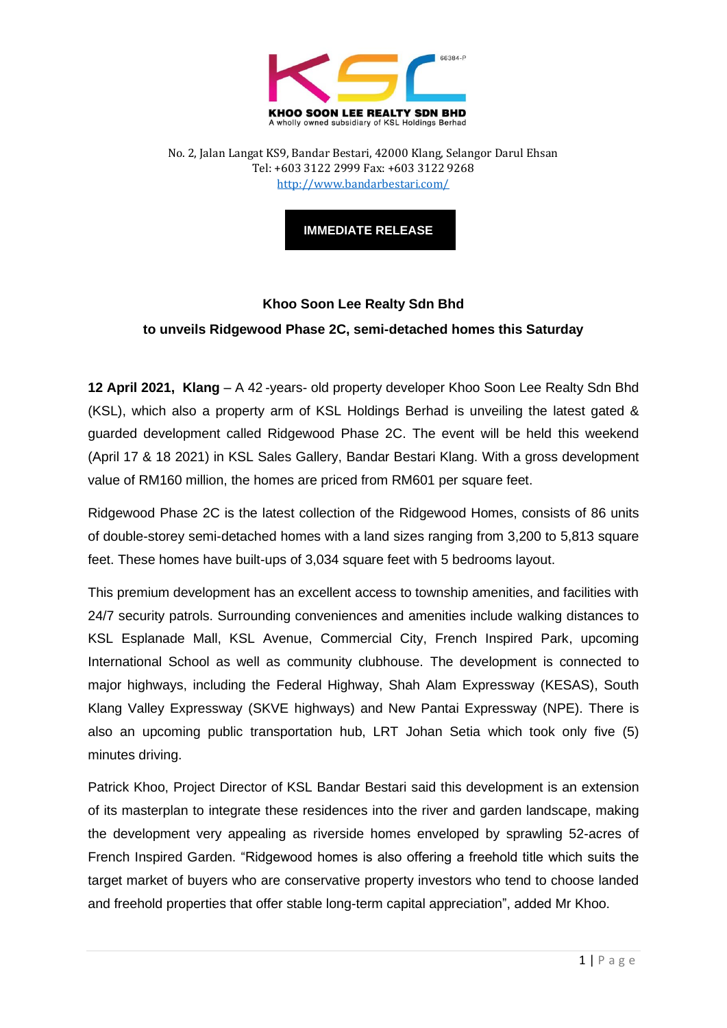**KHOO SOON LEE REALTY SDN BHD**
A wholly owned subsidiary of KSL Holdings Berhad

66384-P

No. 2, Jalan Langat KS9, Bandar Bestari, 42000 Klang, Selangor Darul Ehsan
Tel: +603 3122 2999 Fax: +603 3122 9268
http://www.bandarbestari.com/

**IMMEDIATE RELEASE**

## Khoo Soon Lee Realty Sdn Bhd
## to unveils Ridgewood Phase 2C, semi-detached homes this Saturday

**12 April 2021, Klang** – A 42 -years- old property developer Khoo Soon Lee Realty Sdn Bhd (KSL), which also a property arm of KSL Holdings Berhad is unveiling the latest gated & guarded development called Ridgewood Phase 2C. The event will be held this weekend (April 17 & 18 2021) in KSL Sales Gallery, Bandar Bestari Klang. With a gross development value of RM160 million, the homes are priced from RM601 per square feet.

Ridgewood Phase 2C is the latest collection of the Ridgewood Homes, consists of 86 units of double-storey semi-detached homes with a land sizes ranging from 3,200 to 5,813 square feet. These homes have built-ups of 3,034 square feet with 5 bedrooms layout.

This premium development has an excellent access to township amenities, and facilities with 24/7 security patrols. Surrounding conveniences and amenities include walking distances to KSL Esplanade Mall, KSL Avenue, Commercial City, French Inspired Park, upcoming International School as well as community clubhouse. The development is connected to major highways, including the Federal Highway, Shah Alam Expressway (KESAS), South Klang Valley Expressway (SKVE highways) and New Pantai Expressway (NPE). There is also an upcoming public transportation hub, LRT Johan Setia which took only five (5) minutes driving.

Patrick Khoo, Project Director of KSL Bandar Bestari said this development is an extension of its masterplan to integrate these residences into the river and garden landscape, making the development very appealing as riverside homes enveloped by sprawling 52-acres of French Inspired Garden. "Ridgewood homes is also offering a freehold title which suits the target market of buyers who are conservative property investors who tend to choose landed and freehold properties that offer stable long-term capital appreciation", added Mr Khoo.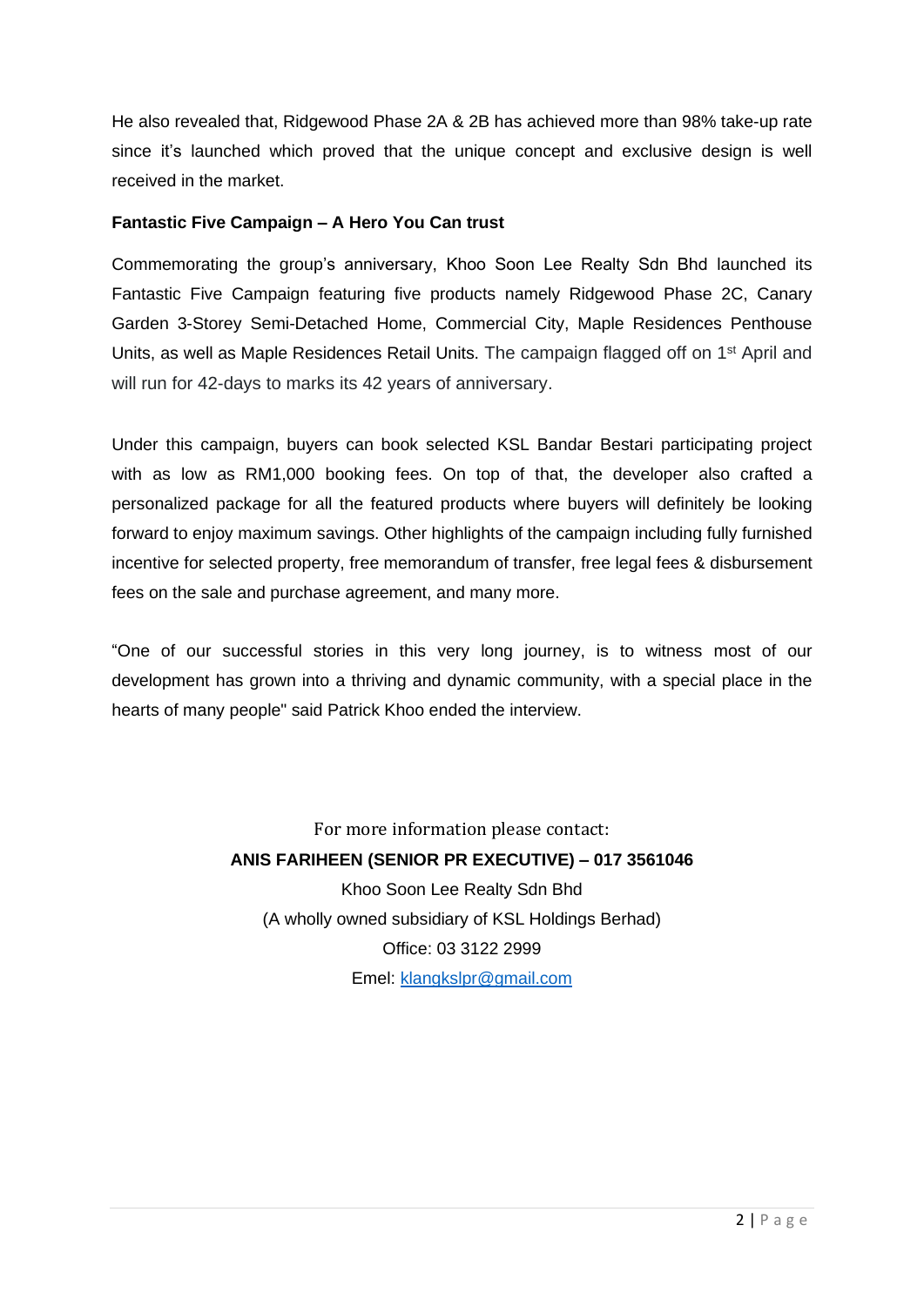He also revealed that, Ridgewood Phase 2A & 2B has achieved more than 98% take-up rate since it's launched which proved that the unique concept and exclusive design is well received in the market.

**Fantastic Five Campaign – A Hero You Can trust**

Commemorating the group's anniversary, Khoo Soon Lee Realty Sdn Bhd launched its Fantastic Five Campaign featuring five products namely Ridgewood Phase 2C, Canary Garden 3-Storey Semi-Detached Home, Commercial City, Maple Residences Penthouse Units, as well as Maple Residences Retail Units. The campaign flagged off on 1st April and will run for 42-days to marks its 42 years of anniversary.

Under this campaign, buyers can book selected KSL Bandar Bestari participating project with as low as RM1,000 booking fees. On top of that, the developer also crafted a personalized package for all the featured products where buyers will definitely be looking forward to enjoy maximum savings. Other highlights of the campaign including fully furnished incentive for selected property, free memorandum of transfer, free legal fees & disbursement fees on the sale and purchase agreement, and many more.

"One of our successful stories in this very long journey, is to witness most of our development has grown into a thriving and dynamic community, with a special place in the hearts of many people" said Patrick Khoo ended the interview.

For more information please contact:

**ANIS FARIHEEN (SENIOR PR EXECUTIVE) – 017 3561046**

Khoo Soon Lee Realty Sdn Bhd

(A wholly owned subsidiary of KSL Holdings Berhad)

Office: 03 3122 2999

Emel: klangkslpr@gmail.com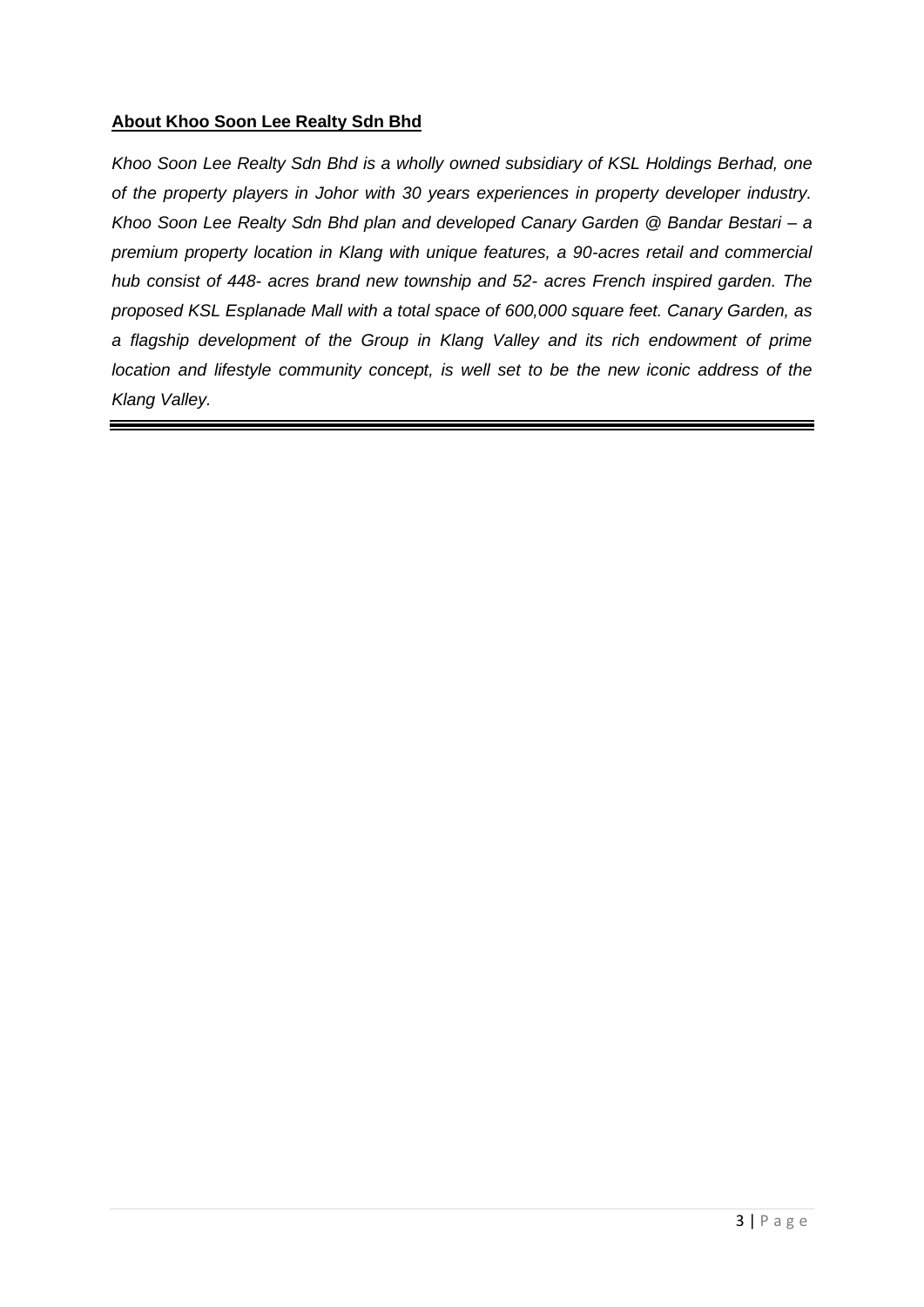**About Khoo Soon Lee Realty Sdn Bhd**

*Khoo Soon Lee Realty Sdn Bhd is a wholly owned subsidiary of KSL Holdings Berhad, one of the property players in Johor with 30 years experiences in property developer industry. Khoo Soon Lee Realty Sdn Bhd plan and developed Canary Garden @ Bandar Bestari – a premium property location in Klang with unique features, a 90-acres retail and commercial hub consist of 448- acres brand new township and 52- acres French inspired garden. The proposed KSL Esplanade Mall with a total space of 600,000 square feet. Canary Garden, as a flagship development of the Group in Klang Valley and its rich endowment of prime location and lifestyle community concept, is well set to be the new iconic address of the Klang Valley.*